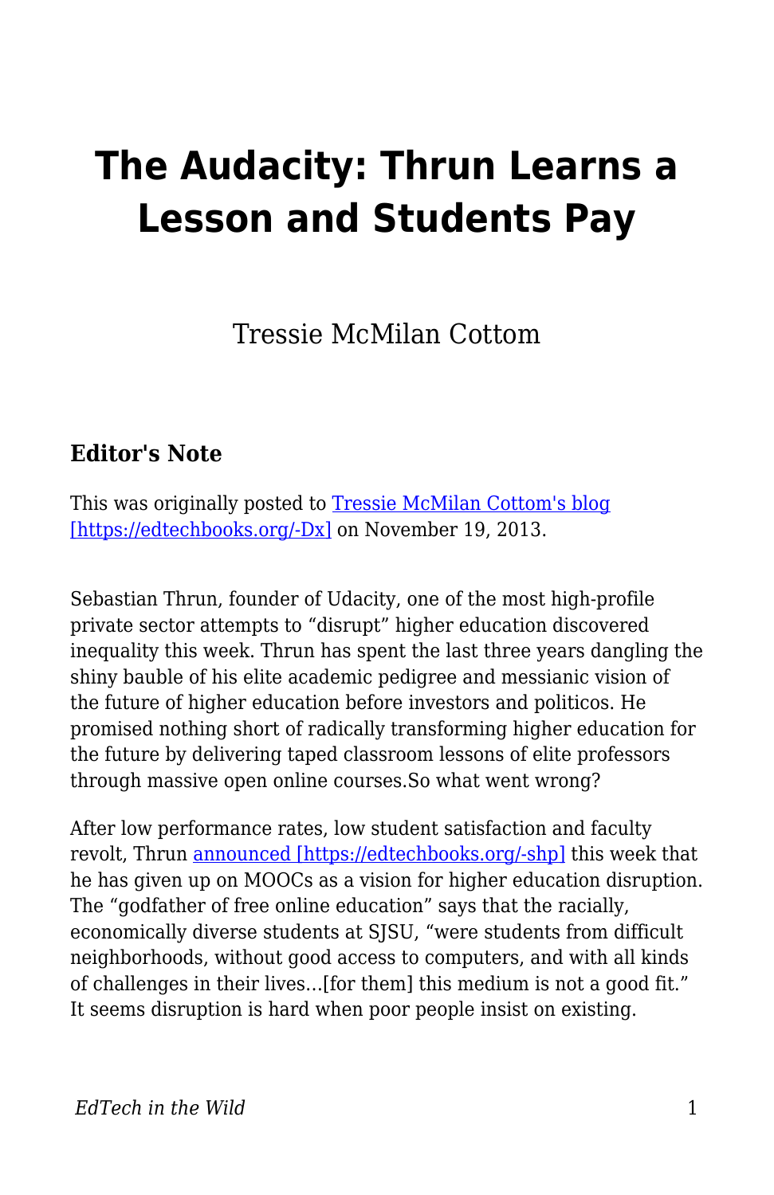# The Audacity: Thrun Learns a Lesson and Students Pay

Tressie McMilan Cottom

### Editor's Note

This was originally posted to Tressie McMilan Cottom's blog [https://edtechbooks.org/-Dx] on November 19, 2013.

Sebastian Thrun, founder of Udacity, one of the most high-profile private sector attempts to "disrupt" higher education discovered inequality this week. Thrun has spent the last three years dangling the shiny bauble of his elite academic pedigree and messianic vision of the future of higher education before investors and politicos. He promised nothing short of radically transforming higher education for the future by delivering taped classroom lessons of elite professors through massive open online courses.So what went wrong?

After low performance rates, low student satisfaction and faculty revolt, Thrun announced [https://edtechbooks.org/-shp] this week that he has given up on MOOCs as a vision for higher education disruption. The "godfather of free online education" says that the racially, economically diverse students at SJSU, "were students from difficult neighborhoods, without good access to computers, and with all kinds of challenges in their lives…[for them] this medium is not a good fit." It seems disruption is hard when poor people insist on existing.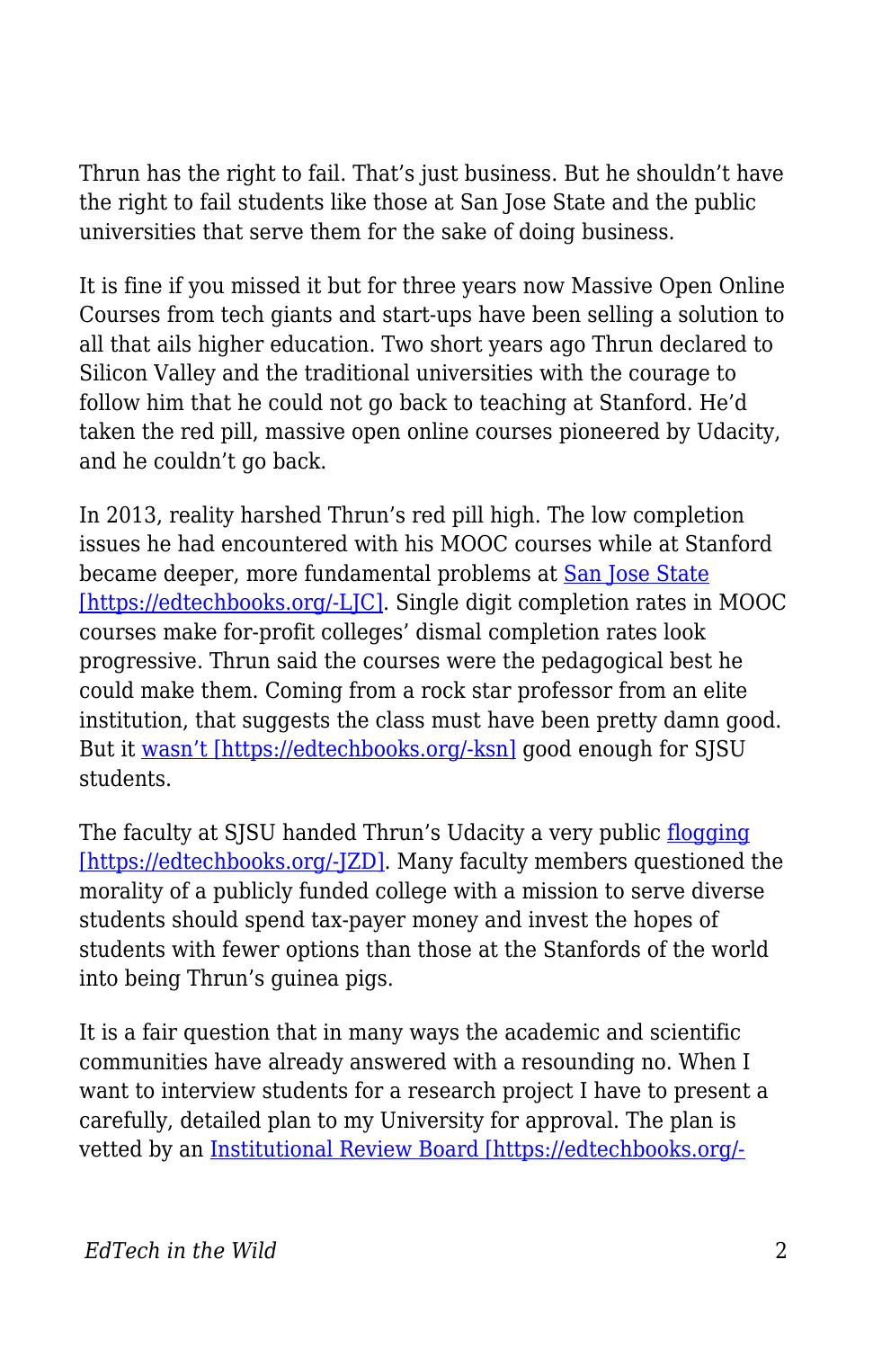Thrun has the right to fail. That's just business. But he shouldn't have the right to fail students like those at San Jose State and the public universities that serve them for the sake of doing business.

It is fine if you missed it but for three years now Massive Open Online Courses from tech giants and start-ups have been selling a solution to all that ails higher education. Two short years ago Thrun declared to Silicon Valley and the traditional universities with the courage to follow him that he could not go back to teaching at Stanford. He'd taken the red pill, massive open online courses pioneered by Udacity, and he couldn't go back.

In 2013, reality harshed Thrun's red pill high. The low completion issues he had encountered with his MOOC courses while at Stanford became deeper, more fundamental problems at [San Jose State [https://edtechbooks.org/-LJC]](https://edtechbooks.org/-LJC). Single digit completion rates in MOOC courses make for-profit colleges' dismal completion rates look progressive. Thrun said the courses were the pedagogical best he could make them. Coming from a rock star professor from an elite institution, that suggests the class must have been pretty damn good. But it [wasn't [https://edtechbooks.org/-ksn]](https://edtechbooks.org/-ksn) good enough for SJSU students.

The faculty at SJSU handed Thrun's Udacity a very public [flogging [https://edtechbooks.org/-JZD]](https://edtechbooks.org/-JZD). Many faculty members questioned the morality of a publicly funded college with a mission to serve diverse students should spend tax-payer money and invest the hopes of students with fewer options than those at the Stanfords of the world into being Thrun's guinea pigs.

It is a fair question that in many ways the academic and scientific communities have already answered with a resounding no. When I want to interview students for a research project I have to present a carefully, detailed plan to my University for approval. The plan is vetted by an Institutional Review Board [https://edtechbooks.org/-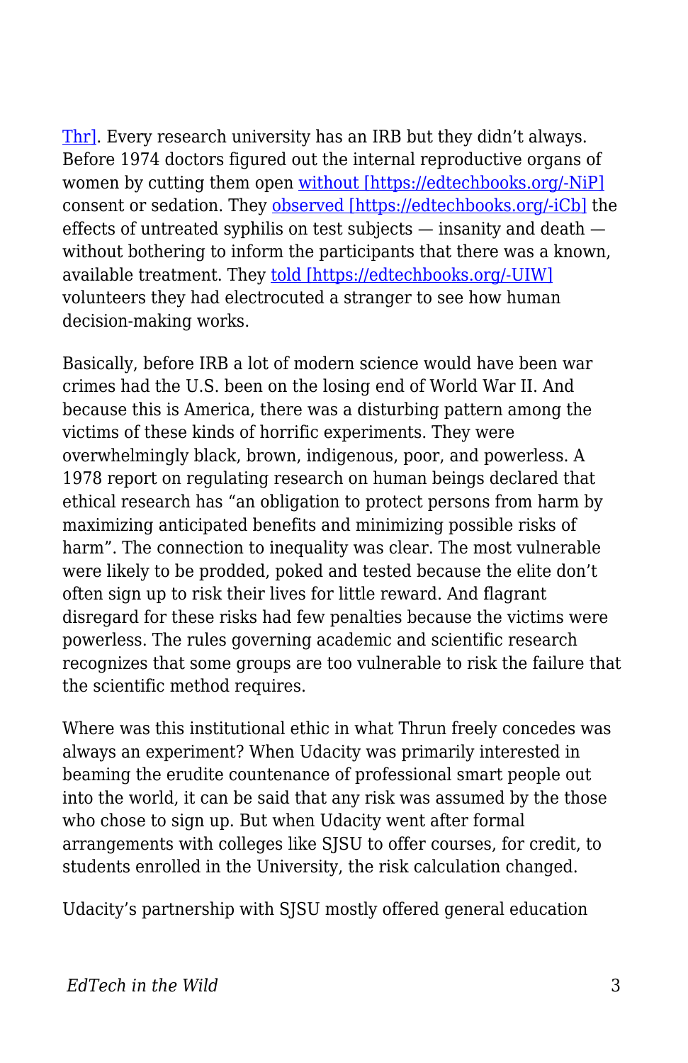[Thr]. Every research university has an IRB but they didn't always. Before 1974 doctors figured out the internal reproductive organs of women by cutting them open without [https://edtechbooks.org/-NiP] consent or sedation. They observed [https://edtechbooks.org/-iCb] the effects of untreated syphilis on test subjects — insanity and death — without bothering to inform the participants that there was a known, available treatment. They told [https://edtechbooks.org/-UIW] volunteers they had electrocuted a stranger to see how human decision-making works.

Basically, before IRB a lot of modern science would have been war crimes had the U.S. been on the losing end of World War II. And because this is America, there was a disturbing pattern among the victims of these kinds of horrific experiments. They were overwhelmingly black, brown, indigenous, poor, and powerless. A 1978 report on regulating research on human beings declared that ethical research has "an obligation to protect persons from harm by maximizing anticipated benefits and minimizing possible risks of harm". The connection to inequality was clear. The most vulnerable were likely to be prodded, poked and tested because the elite don't often sign up to risk their lives for little reward. And flagrant disregard for these risks had few penalties because the victims were powerless. The rules governing academic and scientific research recognizes that some groups are too vulnerable to risk the failure that the scientific method requires.

Where was this institutional ethic in what Thrun freely concedes was always an experiment? When Udacity was primarily interested in beaming the erudite countenance of professional smart people out into the world, it can be said that any risk was assumed by the those who chose to sign up. But when Udacity went after formal arrangements with colleges like SJSU to offer courses, for credit, to students enrolled in the University, the risk calculation changed.

Udacity's partnership with SJSU mostly offered general education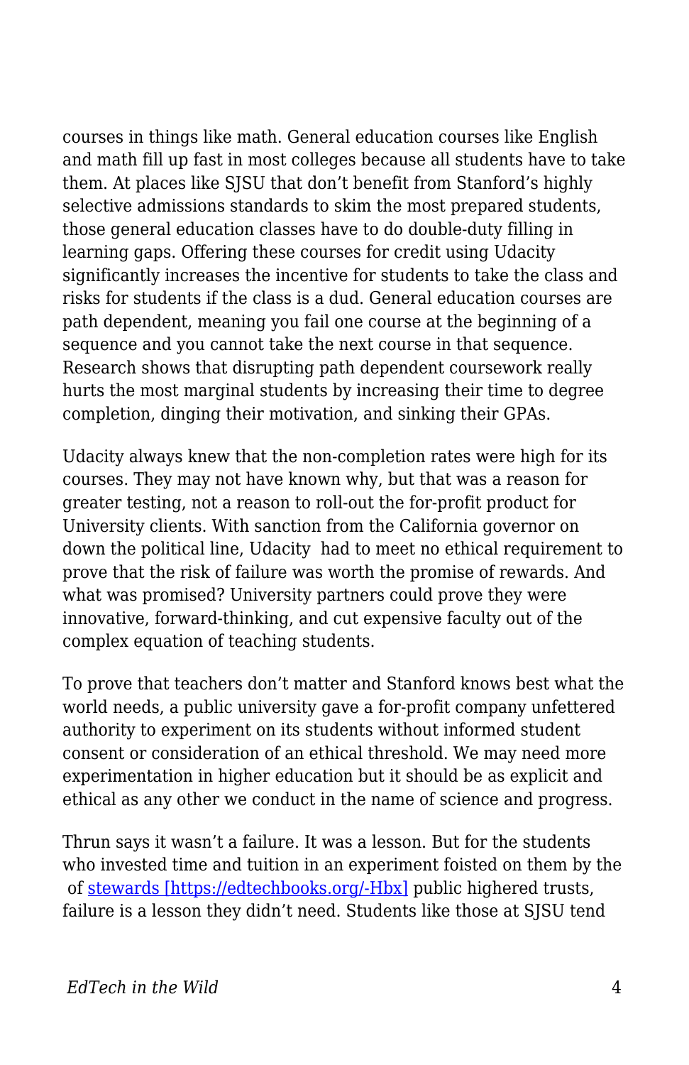courses in things like math. General education courses like English and math fill up fast in most colleges because all students have to take them. At places like SJSU that don't benefit from Stanford's highly selective admissions standards to skim the most prepared students, those general education classes have to do double-duty filling in learning gaps. Offering these courses for credit using Udacity significantly increases the incentive for students to take the class and risks for students if the class is a dud. General education courses are path dependent, meaning you fail one course at the beginning of a sequence and you cannot take the next course in that sequence. Research shows that disrupting path dependent coursework really hurts the most marginal students by increasing their time to degree completion, dinging their motivation, and sinking their GPAs.

Udacity always knew that the non-completion rates were high for its courses. They may not have known why, but that was a reason for greater testing, not a reason to roll-out the for-profit product for University clients. With sanction from the California governor on down the political line, Udacity  had to meet no ethical requirement to prove that the risk of failure was worth the promise of rewards. And what was promised? University partners could prove they were innovative, forward-thinking, and cut expensive faculty out of the complex equation of teaching students.

To prove that teachers don't matter and Stanford knows best what the world needs, a public university gave a for-profit company unfettered authority to experiment on its students without informed student consent or consideration of an ethical threshold. We may need more experimentation in higher education but it should be as explicit and ethical as any other we conduct in the name of science and progress.

Thrun says it wasn't a failure. It was a lesson. But for the students who invested time and tuition in an experiment foisted on them by the  of [stewards [https://edtechbooks.org/-Hbx]](https://edtechbooks.org/-Hbx) public highered trusts, failure is a lesson they didn't need. Students like those at SJSU tend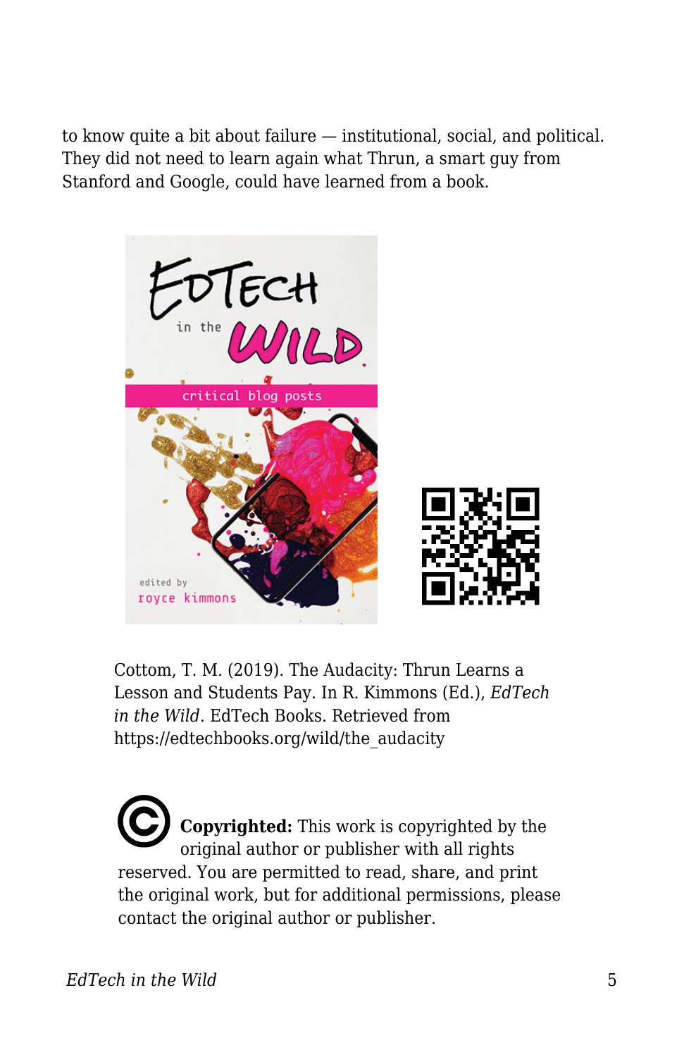to know quite a bit about failure — institutional, social, and political. They did not need to learn again what Thrun, a smart guy from Stanford and Google, could have learned from a book.

Cottom, T. M. (2019). The Audacity: Thrun Learns a Lesson and Students Pay. In R. Kimmons (Ed.), *EdTech in the Wild*. EdTech Books. Retrieved from https://edtechbooks.org/wild/the_audacity

**Copyrighted:** This work is copyrighted by the original author or publisher with all rights reserved. You are permitted to read, share, and print the original work, but for additional permissions, please contact the original author or publisher.